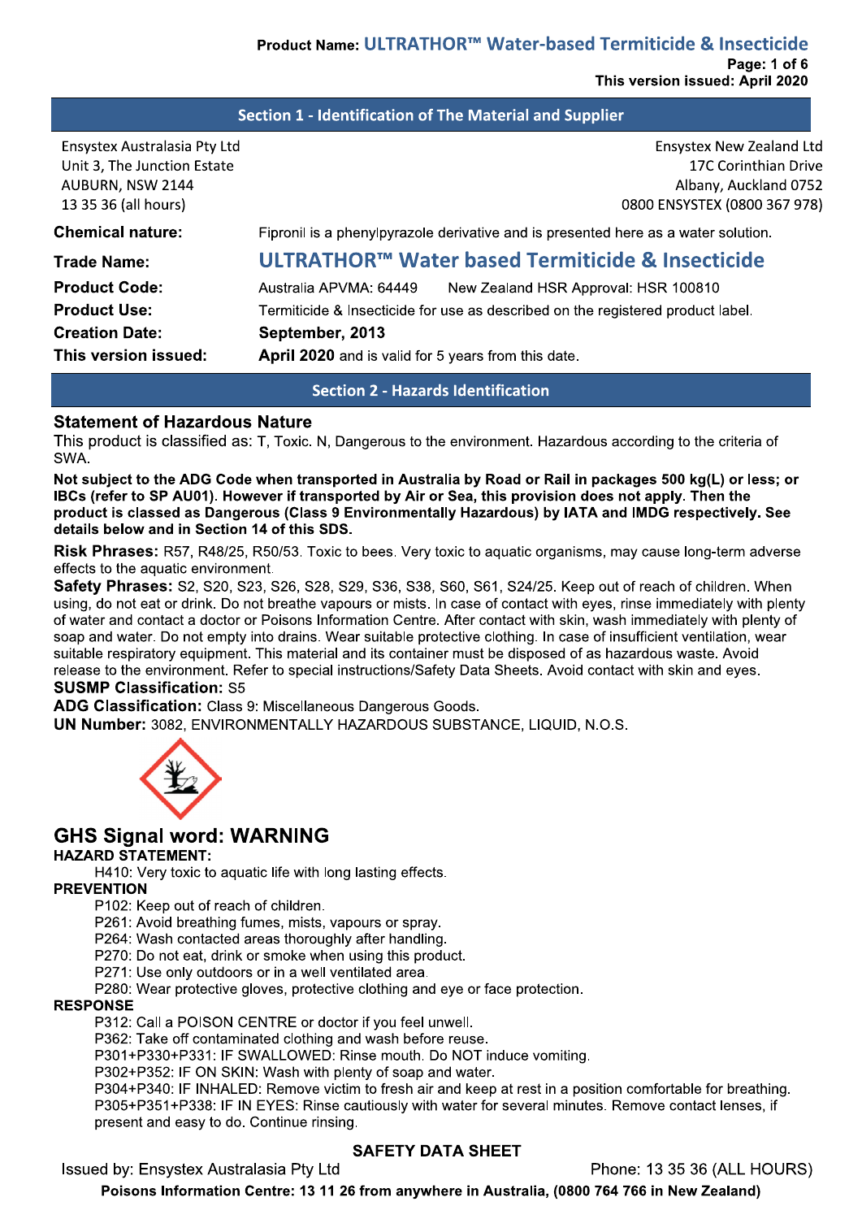## Section 1 - Identification of The Material and Supplier

Ensystex Australasia Pty Ltd
Unit 3, The Junction Estate
AUBURN, NSW 2144
13 35 36 (all hours)

Ensystex New Zealand Ltd
17C Corinthian Drive
Albany, Auckland 0752
0800 ENSYSTEX (0800 367 978)

**Chemical nature:** Fipronil is a phenylpyrazole derivative and is presented here as a water solution.

**Trade Name:** **ULTRATHOR™ Water based Termiticide & Insecticide**

**Product Code:** Australia APVMA: 64449 New Zealand HSR Approval: HSR 100810

**Product Use:** Termiticide & Insecticide for use as described on the registered product label.

**Creation Date:** **September, 2013**

**This version issued:** **April 2020** and is valid for 5 years from this date.

## Section 2 - Hazards Identification

### Statement of Hazardous Nature

This product is classified as: T, Toxic. N, Dangerous to the environment. Hazardous according to the criteria of SWA.

**Not subject to the ADG Code when transported in Australia by Road or Rail in packages 500 kg(L) or less; or IBCs (refer to SP AU01). However if transported by Air or Sea, this provision does not apply. Then the product is classed as Dangerous (Class 9 Environmentally Hazardous) by IATA and IMDG respectively. See details below and in Section 14 of this SDS.**

**Risk Phrases:** R57, R48/25, R50/53. Toxic to bees. Very toxic to aquatic organisms, may cause long-term adverse effects to the aquatic environment.

**Safety Phrases:** S2, S20, S23, S26, S28, S29, S36, S38, S60, S61, S24/25. Keep out of reach of children. When using, do not eat or drink. Do not breathe vapours or mists. In case of contact with eyes, rinse immediately with plenty of water and contact a doctor or Poisons Information Centre. After contact with skin, wash immediately with plenty of soap and water. Do not empty into drains. Wear suitable protective clothing. In case of insufficient ventilation, wear suitable respiratory equipment. This material and its container must be disposed of as hazardous waste. Avoid release to the environment. Refer to special instructions/Safety Data Sheets. Avoid contact with skin and eyes.

**SUSMP Classification:** S5

**ADG Classification:** Class 9: Miscellaneous Dangerous Goods.

**UN Number:** 3082, ENVIRONMENTALLY HAZARDOUS SUBSTANCE, LIQUID, N.O.S.

### GHS Signal word: WARNING

**HAZARD STATEMENT:**

H410: Very toxic to aquatic life with long lasting effects.

**PREVENTION**

P102: Keep out of reach of children.
P261: Avoid breathing fumes, mists, vapours or spray.
P264: Wash contacted areas thoroughly after handling.
P270: Do not eat, drink or smoke when using this product.
P271: Use only outdoors or in a well ventilated area.
P280: Wear protective gloves, protective clothing and eye or face protection.

**RESPONSE**

P312: Call a POISON CENTRE or doctor if you feel unwell.
P362: Take off contaminated clothing and wash before reuse.
P301+P330+P331: IF SWALLOWED: Rinse mouth. Do NOT induce vomiting.
P302+P352: IF ON SKIN: Wash with plenty of soap and water.
P304+P340: IF INHALED: Remove victim to fresh air and keep at rest in a position comfortable for breathing.
P305+P351+P338: IF IN EYES: Rinse cautiously with water for several minutes. Remove contact lenses, if present and easy to do. Continue rinsing.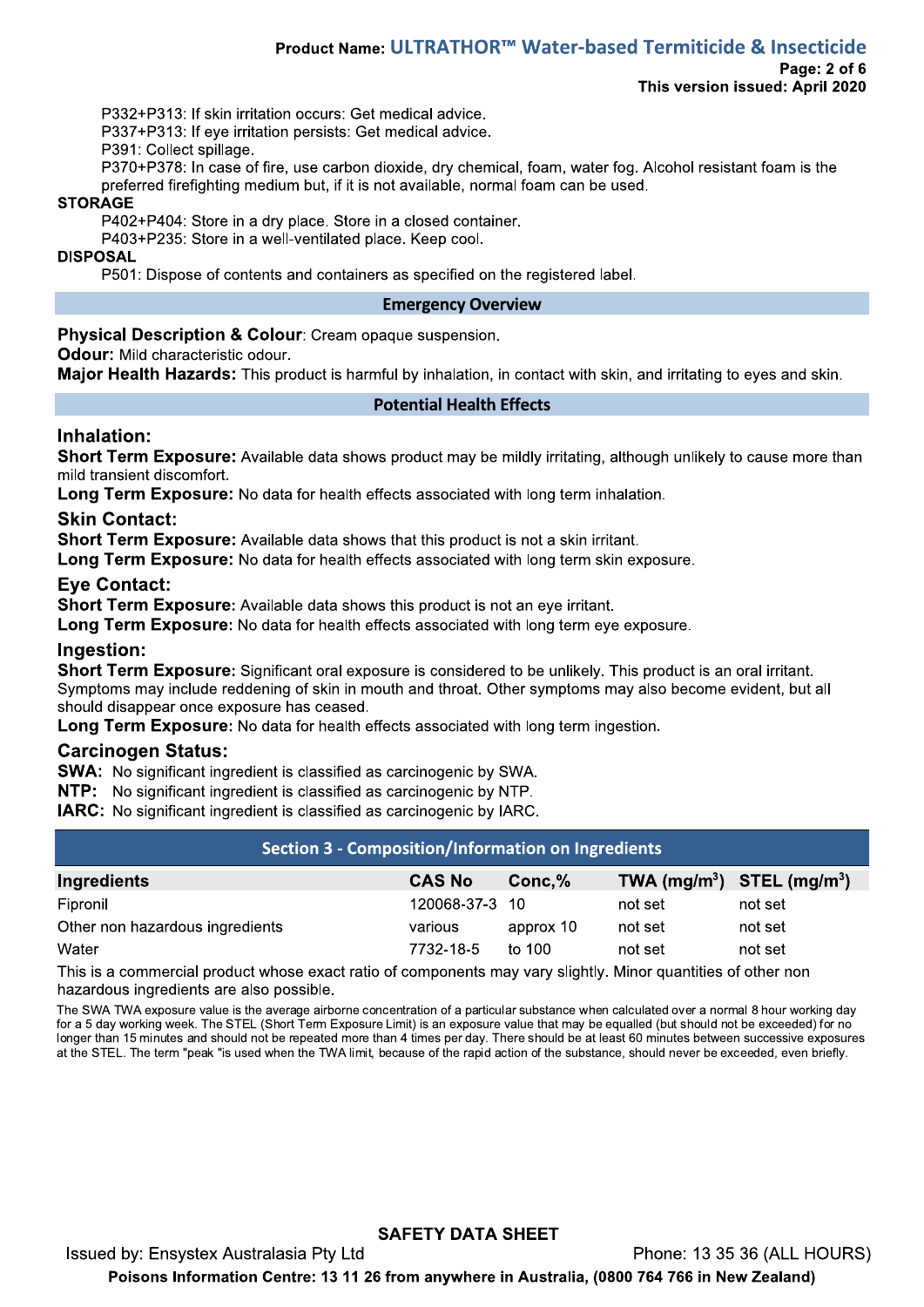P332+P313: If skin irritation occurs: Get medical advice.
P337+P313: If eye irritation persists: Get medical advice.
P391: Collect spillage.
P370+P378: In case of fire, use carbon dioxide, dry chemical, foam, water fog. Alcohol resistant foam is the preferred firefighting medium but, if it is not available, normal foam can be used.

**STORAGE**

P402+P404: Store in a dry place. Store in a closed container.
P403+P235: Store in a well-ventilated place. Keep cool.

**DISPOSAL**

P501: Dispose of contents and containers as specified on the registered label.

## Emergency Overview

**Physical Description & Colour**: Cream opaque suspension.
**Odour:** Mild characteristic odour.
**Major Health Hazards:** This product is harmful by inhalation, in contact with skin, and irritating to eyes and skin.

## Potential Health Effects

### Inhalation:

**Short Term Exposure:** Available data shows product may be mildly irritating, although unlikely to cause more than mild transient discomfort.
**Long Term Exposure:** No data for health effects associated with long term inhalation.

### Skin Contact:

**Short Term Exposure:** Available data shows that this product is not a skin irritant.
**Long Term Exposure:** No data for health effects associated with long term skin exposure.

### Eye Contact:

**Short Term Exposure**: Available data shows this product is not an eye irritant.
**Long Term Exposure**: No data for health effects associated with long term eye exposure.

### Ingestion:

**Short Term Exposure:** Significant oral exposure is considered to be unlikely. This product is an oral irritant. Symptoms may include reddening of skin in mouth and throat. Other symptoms may also become evident, but all should disappear once exposure has ceased.
**Long Term Exposure**: No data for health effects associated with long term ingestion.

### Carcinogen Status:

**SWA:** No significant ingredient is classified as carcinogenic by SWA.
**NTP:** No significant ingredient is classified as carcinogenic by NTP.
**IARC:** No significant ingredient is classified as carcinogenic by IARC.

## Section 3 - Composition/Information on Ingredients

| Ingredients | CAS No | Conc,% | TWA ($mg/m^3$) | STEL ($mg/m^3$) |
|---|---|---|---|---|
| Fipronil | 120068-37-3 | 10 | not set | not set |
| Other non hazardous ingredients | various | approx 10 | not set | not set |
| Water | 7732-18-5 | to 100 | not set | not set |

This is a commercial product whose exact ratio of components may vary slightly. Minor quantities of other non hazardous ingredients are also possible.

The SWA TWA exposure value is the average airborne concentration of a particular substance when calculated over a normal 8 hour working day for a 5 day working week. The STEL (Short Term Exposure Limit) is an exposure value that may be equalled (but should not be exceeded) for no longer than 15 minutes and should not be repeated more than 4 times per day. There should be at least 60 minutes between successive exposures at the STEL. The term "peak "is used when the TWA limit, because of the rapid action of the substance, should never be exceeded, even briefly.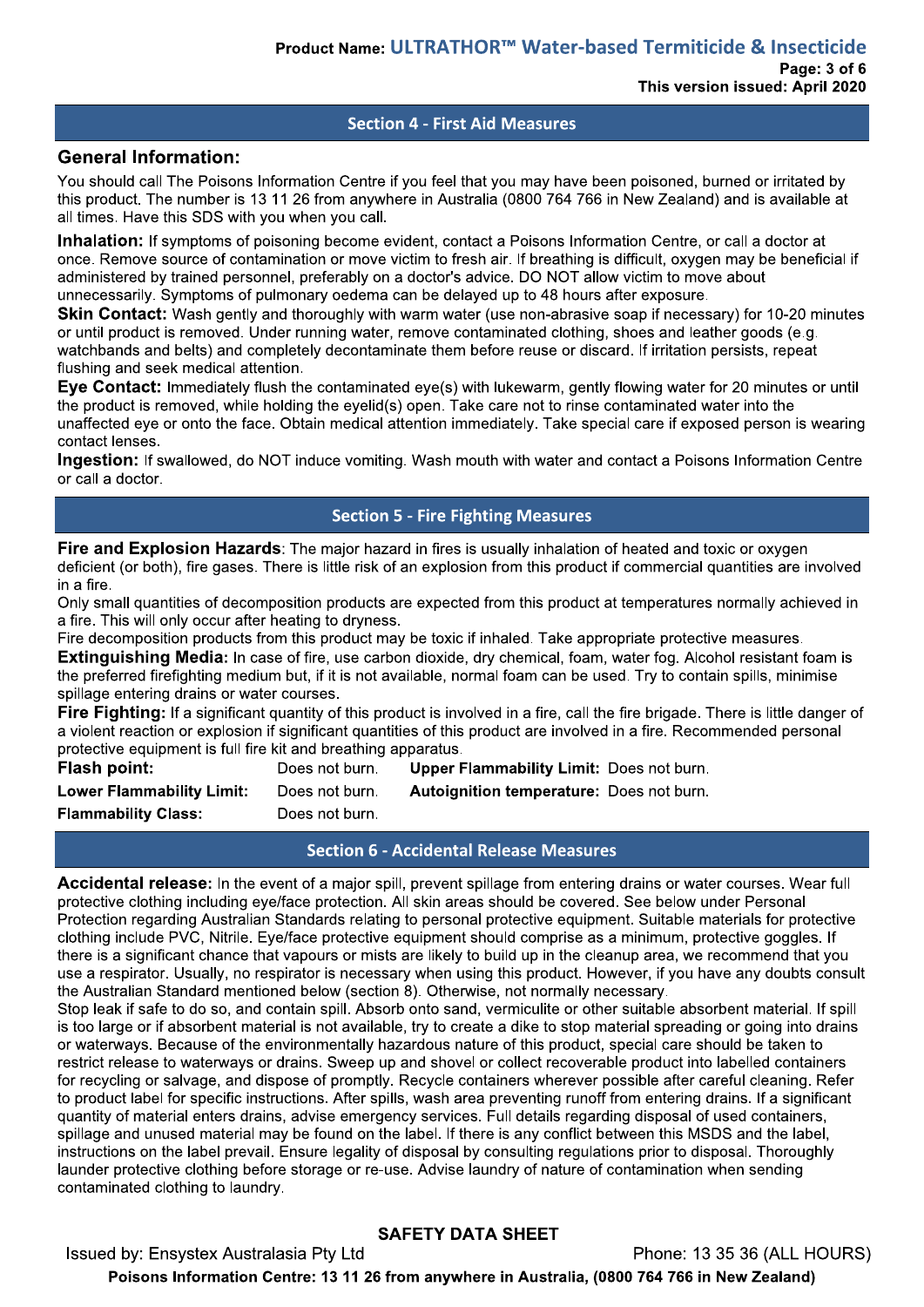## Section 4 - First Aid Measures

### General Information:

You should call The Poisons Information Centre if you feel that you may have been poisoned, burned or irritated by this product. The number is 13 11 26 from anywhere in Australia (0800 764 766 in New Zealand) and is available at all times. Have this SDS with you when you call.

**Inhalation:** If symptoms of poisoning become evident, contact a Poisons Information Centre, or call a doctor at once. Remove source of contamination or move victim to fresh air. If breathing is difficult, oxygen may be beneficial if administered by trained personnel, preferably on a doctor's advice. DO NOT allow victim to move about unnecessarily. Symptoms of pulmonary oedema can be delayed up to 48 hours after exposure.

**Skin Contact:** Wash gently and thoroughly with warm water (use non-abrasive soap if necessary) for 10-20 minutes or until product is removed. Under running water, remove contaminated clothing, shoes and leather goods (e.g. watchbands and belts) and completely decontaminate them before reuse or discard. If irritation persists, repeat flushing and seek medical attention.

**Eye Contact:** Immediately flush the contaminated eye(s) with lukewarm, gently flowing water for 20 minutes or until the product is removed, while holding the eyelid(s) open. Take care not to rinse contaminated water into the unaffected eye or onto the face. Obtain medical attention immediately. Take special care if exposed person is wearing contact lenses.

**Ingestion:** If swallowed, do NOT induce vomiting. Wash mouth with water and contact a Poisons Information Centre or call a doctor.

## Section 5 - Fire Fighting Measures

**Fire and Explosion Hazards**: The major hazard in fires is usually inhalation of heated and toxic or oxygen deficient (or both), fire gases. There is little risk of an explosion from this product if commercial quantities are involved in a fire.

Only small quantities of decomposition products are expected from this product at temperatures normally achieved in a fire. This will only occur after heating to dryness.

Fire decomposition products from this product may be toxic if inhaled. Take appropriate protective measures.

**Extinguishing Media:** In case of fire, use carbon dioxide, dry chemical, foam, water fog. Alcohol resistant foam is the preferred firefighting medium but, if it is not available, normal foam can be used. Try to contain spills, minimise spillage entering drains or water courses.

**Fire Fighting:** If a significant quantity of this product is involved in a fire, call the fire brigade. There is little danger of a violent reaction or explosion if significant quantities of this product are involved in a fire. Recommended personal protective equipment is full fire kit and breathing apparatus.

| | | | |
|---|---|---|---|
| **Flash point:** | Does not burn. | **Upper Flammability Limit:** | Does not burn. |
| **Lower Flammability Limit:** | Does not burn. | **Autoignition temperature:** | Does not burn. |
| **Flammability Class:** | Does not burn. | | |

## Section 6 - Accidental Release Measures

**Accidental release:** In the event of a major spill, prevent spillage from entering drains or water courses. Wear full protective clothing including eye/face protection. All skin areas should be covered. See below under Personal Protection regarding Australian Standards relating to personal protective equipment. Suitable materials for protective clothing include PVC, Nitrile. Eye/face protective equipment should comprise as a minimum, protective goggles. If there is a significant chance that vapours or mists are likely to build up in the cleanup area, we recommend that you use a respirator. Usually, no respirator is necessary when using this product. However, if you have any doubts consult the Australian Standard mentioned below (section 8). Otherwise, not normally necessary.

Stop leak if safe to do so, and contain spill. Absorb onto sand, vermiculite or other suitable absorbent material. If spill is too large or if absorbent material is not available, try to create a dike to stop material spreading or going into drains or waterways. Because of the environmentally hazardous nature of this product, special care should be taken to restrict release to waterways or drains. Sweep up and shovel or collect recoverable product into labelled containers for recycling or salvage, and dispose of promptly. Recycle containers wherever possible after careful cleaning. Refer to product label for specific instructions. After spills, wash area preventing runoff from entering drains. If a significant quantity of material enters drains, advise emergency services. Full details regarding disposal of used containers, spillage and unused material may be found on the label. If there is any conflict between this MSDS and the label, instructions on the label prevail. Ensure legality of disposal by consulting regulations prior to disposal. Thoroughly launder protective clothing before storage or re-use. Advise laundry of nature of contamination when sending contaminated clothing to laundry.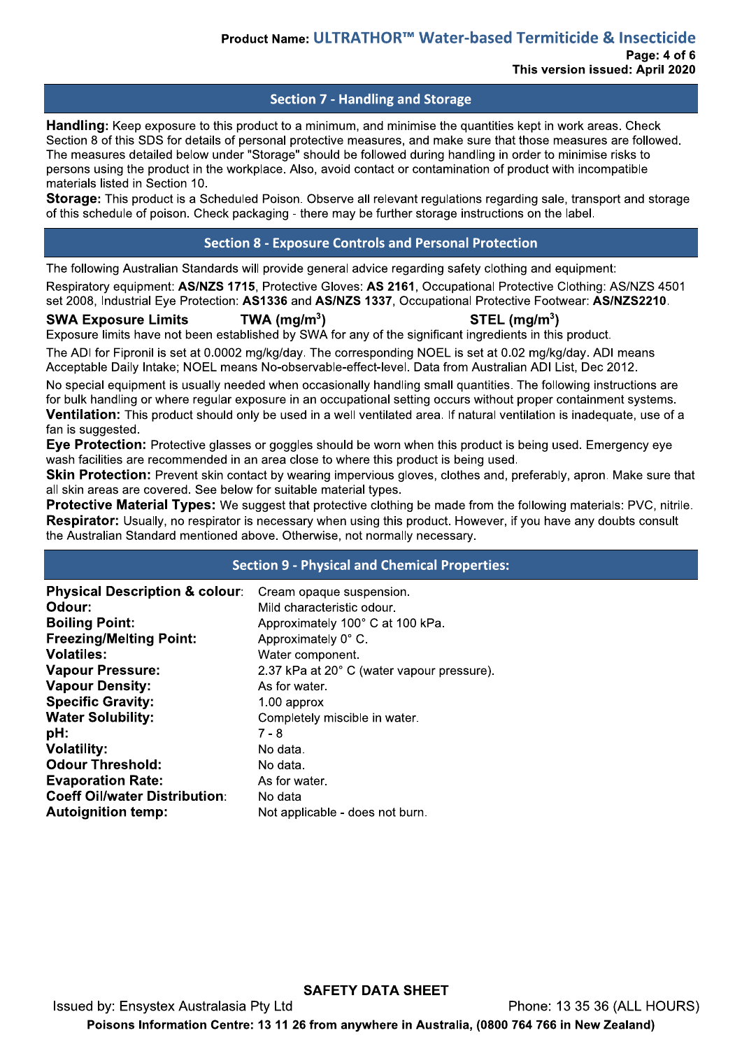## Section 7 - Handling and Storage

**Handling:** Keep exposure to this product to a minimum, and minimise the quantities kept in work areas. Check Section 8 of this SDS for details of personal protective measures, and make sure that those measures are followed. The measures detailed below under "Storage" should be followed during handling in order to minimise risks to persons using the product in the workplace. Also, avoid contact or contamination of product with incompatible materials listed in Section 10.

**Storage:** This product is a Scheduled Poison. Observe all relevant regulations regarding sale, transport and storage of this schedule of poison. Check packaging - there may be further storage instructions on the label.

## Section 8 - Exposure Controls and Personal Protection

The following Australian Standards will provide general advice regarding safety clothing and equipment:

Respiratory equipment: **AS/NZS 1715**, Protective Gloves: **AS 2161**, Occupational Protective Clothing: AS/NZS 4501 set 2008, Industrial Eye Protection: **AS1336** and **AS/NZS 1337**, Occupational Protective Footwear: **AS/NZS2210**.

**SWA Exposure Limits** **TWA ($mg/m^3$)** **STEL ($mg/m^3$)**

Exposure limits have not been established by SWA for any of the significant ingredients in this product.

The ADI for Fipronil is set at 0.0002 mg/kg/day. The corresponding NOEL is set at 0.02 mg/kg/day. ADI means Acceptable Daily Intake; NOEL means No-observable-effect-level. Data from Australian ADI List, Dec 2012.

No special equipment is usually needed when occasionally handling small quantities. The following instructions are for bulk handling or where regular exposure in an occupational setting occurs without proper containment systems.

**Ventilation:** This product should only be used in a well ventilated area. If natural ventilation is inadequate, use of a fan is suggested.

**Eye Protection:** Protective glasses or goggles should be worn when this product is being used. Emergency eye wash facilities are recommended in an area close to where this product is being used.

**Skin Protection:** Prevent skin contact by wearing impervious gloves, clothes and, preferably, apron. Make sure that all skin areas are covered. See below for suitable material types.

**Protective Material Types:** We suggest that protective clothing be made from the following materials: PVC, nitrile.

**Respirator:** Usually, no respirator is necessary when using this product. However, if you have any doubts consult the Australian Standard mentioned above. Otherwise, not normally necessary.

## Section 9 - Physical and Chemical Properties:

| | |
|---|---|
| **Physical Description & colour**: | Cream opaque suspension. |
| **Odour:** | Mild characteristic odour. |
| **Boiling Point:** | Approximately 100° C at 100 kPa. |
| **Freezing/Melting Point:** | Approximately 0° C. |
| **Volatiles:** | Water component. |
| **Vapour Pressure:** | 2.37 kPa at 20° C (water vapour pressure). |
| **Vapour Density:** | As for water. |
| **Specific Gravity:** | 1.00 approx |
| **Water Solubility:** | Completely miscible in water. |
| **pH:** | 7 - 8 |
| **Volatility:** | No data. |
| **Odour Threshold:** | No data. |
| **Evaporation Rate:** | As for water. |
| **Coeff Oil/water Distribution**: | No data |
| **Autoignition temp:** | Not applicable - does not burn. |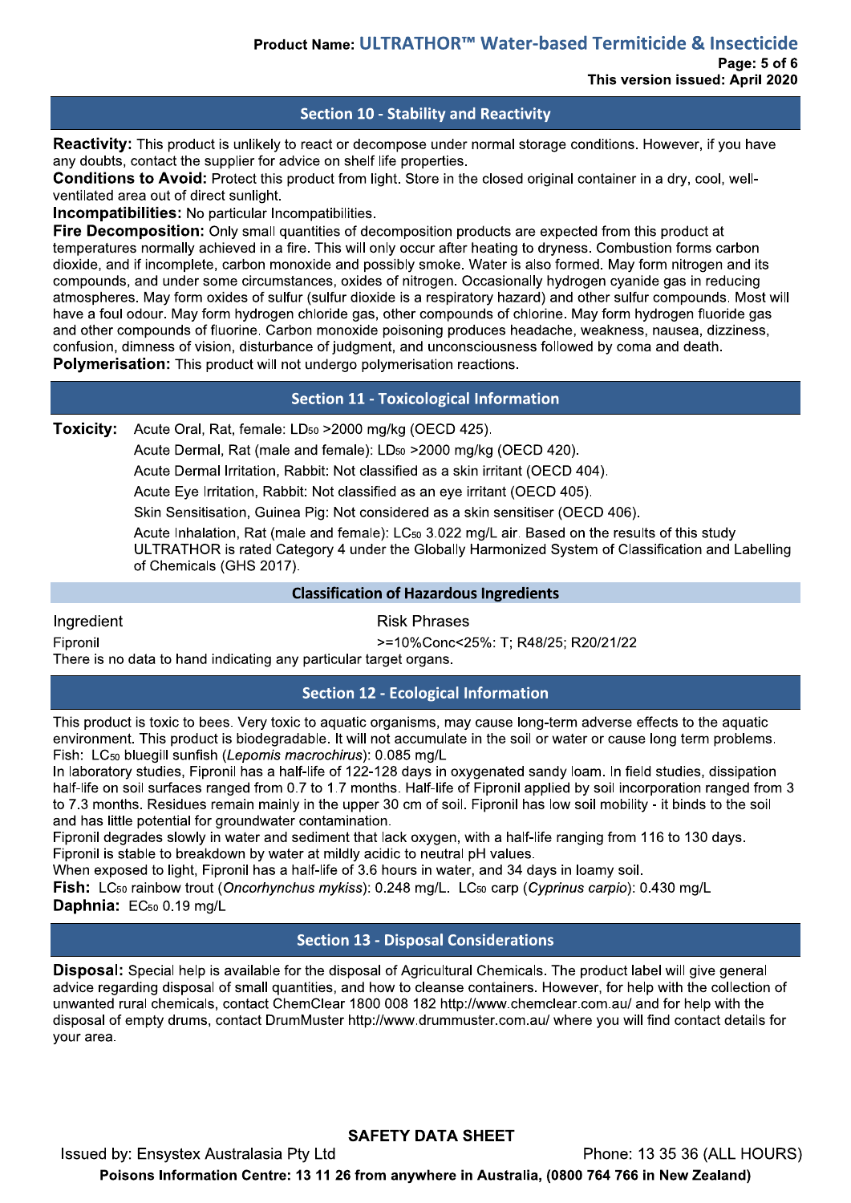## Section 10 - Stability and Reactivity

**Reactivity:** This product is unlikely to react or decompose under normal storage conditions. However, if you have any doubts, contact the supplier for advice on shelf life properties.

**Conditions to Avoid:** Protect this product from light. Store in the closed original container in a dry, cool, well-ventilated area out of direct sunlight.

**Incompatibilities:** No particular Incompatibilities.

**Fire Decomposition:** Only small quantities of decomposition products are expected from this product at temperatures normally achieved in a fire. This will only occur after heating to dryness. Combustion forms carbon dioxide, and if incomplete, carbon monoxide and possibly smoke. Water is also formed. May form nitrogen and its compounds, and under some circumstances, oxides of nitrogen. Occasionally hydrogen cyanide gas in reducing atmospheres. May form oxides of sulfur (sulfur dioxide is a respiratory hazard) and other sulfur compounds. Most will have a foul odour. May form hydrogen chloride gas, other compounds of chlorine. May form hydrogen fluoride gas and other compounds of fluorine. Carbon monoxide poisoning produces headache, weakness, nausea, dizziness, confusion, dimness of vision, disturbance of judgment, and unconsciousness followed by coma and death.

**Polymerisation:** This product will not undergo polymerisation reactions.

## Section 11 - Toxicological Information

**Toxicity:**

Acute Oral, Rat, female: $LD_{50}$ >2000 mg/kg (OECD 425).

Acute Dermal, Rat (male and female): $LD_{50}$ >2000 mg/kg (OECD 420).

Acute Dermal Irritation, Rabbit: Not classified as a skin irritant (OECD 404).

Acute Eye Irritation, Rabbit: Not classified as an eye irritant (OECD 405).

Skin Sensitisation, Guinea Pig: Not considered as a skin sensitiser (OECD 406).

Acute Inhalation, Rat (male and female): $LC_{50}$ 3.022 mg/L air. Based on the results of this study ULTRATHOR is rated Category 4 under the Globally Harmonized System of Classification and Labelling of Chemicals (GHS 2017).

### Classification of Hazardous Ingredients

| Ingredient | Risk Phrases |
|---|---|
| Fipronil | >=10%Conc<25%: T; R48/25; R20/21/22 |

There is no data to hand indicating any particular target organs.

## Section 12 - Ecological Information

This product is toxic to bees. Very toxic to aquatic organisms, may cause long-term adverse effects to the aquatic environment. This product is biodegradable. It will not accumulate in the soil or water or cause long term problems.

Fish: $LC_{50}$ bluegill sunfish (*Lepomis macrochirus*): 0.085 mg/L

In laboratory studies, Fipronil has a half-life of 122-128 days in oxygenated sandy loam. In field studies, dissipation half-life on soil surfaces ranged from 0.7 to 1.7 months. Half-life of Fipronil applied by soil incorporation ranged from 3 to 7.3 months. Residues remain mainly in the upper 30 cm of soil. Fipronil has low soil mobility - it binds to the soil and has little potential for groundwater contamination.

Fipronil degrades slowly in water and sediment that lack oxygen, with a half-life ranging from 116 to 130 days.

Fipronil is stable to breakdown by water at mildly acidic to neutral pH values.

When exposed to light, Fipronil has a half-life of 3.6 hours in water, and 34 days in loamy soil.

**Fish:** $LC_{50}$ rainbow trout (*Oncorhynchus mykiss*): 0.248 mg/L. $LC_{50}$ carp (*Cyprinus carpio*): 0.430 mg/L

**Daphnia:** $EC_{50}$ 0.19 mg/L

## Section 13 - Disposal Considerations

**Disposal:** Special help is available for the disposal of Agricultural Chemicals. The product label will give general advice regarding disposal of small quantities, and how to cleanse containers. However, for help with the collection of unwanted rural chemicals, contact ChemClear 1800 008 182 http://www.chemclear.com.au/ and for help with the disposal of empty drums, contact DrumMuster http://www.drummuster.com.au/ where you will find contact details for your area.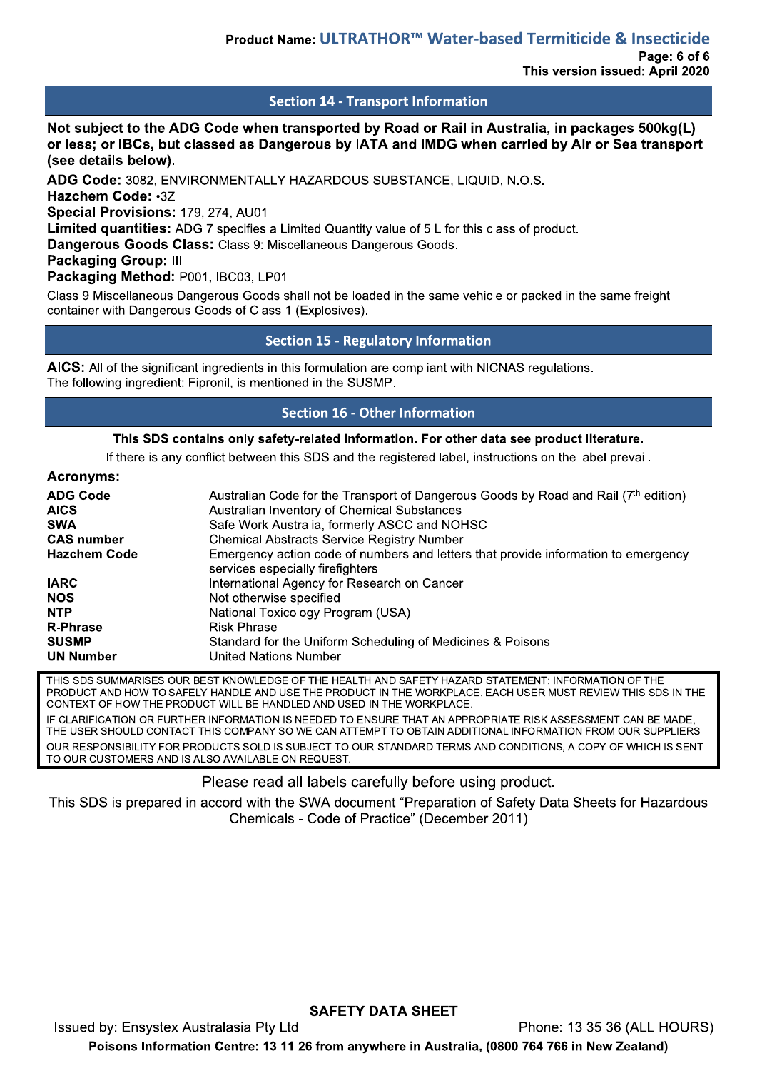## Section 14 - Transport Information

**Not subject to the ADG Code when transported by Road or Rail in Australia, in packages 500kg(L) or less; or IBCs, but classed as Dangerous by IATA and IMDG when carried by Air or Sea transport (see details below).**

**ADG Code:** 3082, ENVIRONMENTALLY HAZARDOUS SUBSTANCE, LIQUID, N.O.S.
**Hazchem Code:** •3Z
**Special Provisions:** 179, 274, AU01
**Limited quantities:** ADG 7 specifies a Limited Quantity value of 5 L for this class of product.
**Dangerous Goods Class:** Class 9: Miscellaneous Dangerous Goods.
**Packaging Group:** III
**Packaging Method:** P001, IBC03, LP01

Class 9 Miscellaneous Dangerous Goods shall not be loaded in the same vehicle or packed in the same freight container with Dangerous Goods of Class 1 (Explosives).

## Section 15 - Regulatory Information

**AICS:** All of the significant ingredients in this formulation are compliant with NICNAS regulations.
The following ingredient: Fipronil, is mentioned in the SUSMP.

## Section 16 - Other Information

**This SDS contains only safety-related information. For other data see product literature.**

If there is any conflict between this SDS and the registered label, instructions on the label prevail.

**Acronyms:**

| | |
|---|---|
| **ADG Code** | Australian Code for the Transport of Dangerous Goods by Road and Rail (7th edition) |
| **AICS** | Australian Inventory of Chemical Substances |
| **SWA** | Safe Work Australia, formerly ASCC and NOHSC |
| **CAS number** | Chemical Abstracts Service Registry Number |
| **Hazchem Code** | Emergency action code of numbers and letters that provide information to emergency services especially firefighters |
| **IARC** | International Agency for Research on Cancer |
| **NOS** | Not otherwise specified |
| **NTP** | National Toxicology Program (USA) |
| **R-Phrase** | Risk Phrase |
| **SUSMP** | Standard for the Uniform Scheduling of Medicines & Poisons |
| **UN Number** | United Nations Number |

THIS SDS SUMMARISES OUR BEST KNOWLEDGE OF THE HEALTH AND SAFETY HAZARD STATEMENT: INFORMATION OF THE PRODUCT AND HOW TO SAFELY HANDLE AND USE THE PRODUCT IN THE WORKPLACE. EACH USER MUST REVIEW THIS SDS IN THE CONTEXT OF HOW THE PRODUCT WILL BE HANDLED AND USED IN THE WORKPLACE.

IF CLARIFICATION OR FURTHER INFORMATION IS NEEDED TO ENSURE THAT AN APPROPRIATE RISK ASSESSMENT CAN BE MADE, THE USER SHOULD CONTACT THIS COMPANY SO WE CAN ATTEMPT TO OBTAIN ADDITIONAL INFORMATION FROM OUR SUPPLIERS

OUR RESPONSIBILITY FOR PRODUCTS SOLD IS SUBJECT TO OUR STANDARD TERMS AND CONDITIONS, A COPY OF WHICH IS SENT TO OUR CUSTOMERS AND IS ALSO AVAILABLE ON REQUEST.

Please read all labels carefully before using product.

This SDS is prepared in accord with the SWA document "Preparation of Safety Data Sheets for Hazardous Chemicals - Code of Practice" (December 2011)